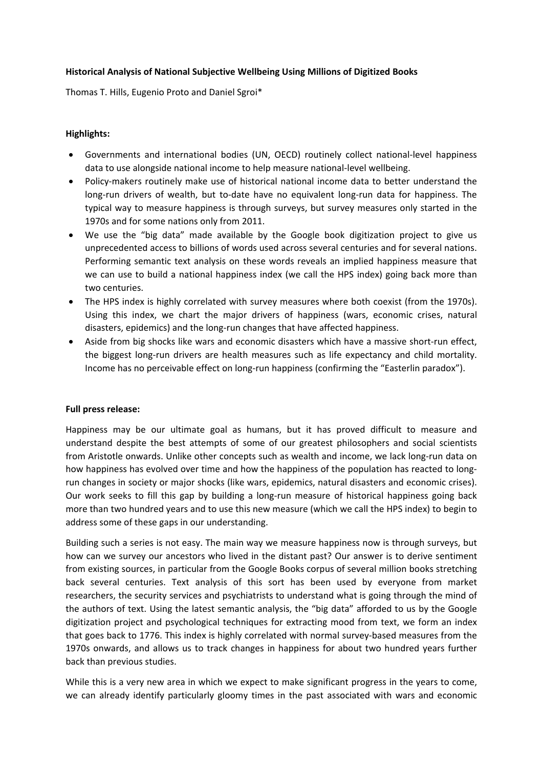**Historical Analysis of National Subjective Wellbeing Using Millions of Digitized Books**

Thomas T. Hills, Eugenio Proto and Daniel Sgroi*

**Highlights:**

- Governments and international bodies (UN, OECD) routinely collect national-level happiness data to use alongside national income to help measure national-level wellbeing.
- Policy-makers routinely make use of historical national income data to better understand the long-run drivers of wealth, but to-date have no equivalent long-run data for happiness. The typical way to measure happiness is through surveys, but survey measures only started in the 1970s and for some nations only from 2011.
- We use the "big data" made available by the Google book digitization project to give us unprecedented access to billions of words used across several centuries and for several nations. Performing semantic text analysis on these words reveals an implied happiness measure that we can use to build a national happiness index (we call the HPS index) going back more than two centuries.
- The HPS index is highly correlated with survey measures where both coexist (from the 1970s). Using this index, we chart the major drivers of happiness (wars, economic crises, natural disasters, epidemics) and the long-run changes that have affected happiness.
- Aside from big shocks like wars and economic disasters which have a massive short-run effect, the biggest long-run drivers are health measures such as life expectancy and child mortality. Income has no perceivable effect on long-run happiness (confirming the "Easterlin paradox").

**Full press release:**

Happiness may be our ultimate goal as humans, but it has proved difficult to measure and understand despite the best attempts of some of our greatest philosophers and social scientists from Aristotle onwards. Unlike other concepts such as wealth and income, we lack long-run data on how happiness has evolved over time and how the happiness of the population has reacted to long-run changes in society or major shocks (like wars, epidemics, natural disasters and economic crises). Our work seeks to fill this gap by building a long-run measure of historical happiness going back more than two hundred years and to use this new measure (which we call the HPS index) to begin to address some of these gaps in our understanding.

Building such a series is not easy. The main way we measure happiness now is through surveys, but how can we survey our ancestors who lived in the distant past? Our answer is to derive sentiment from existing sources, in particular from the Google Books corpus of several million books stretching back several centuries. Text analysis of this sort has been used by everyone from market researchers, the security services and psychiatrists to understand what is going through the mind of the authors of text. Using the latest semantic analysis, the "big data" afforded to us by the Google digitization project and psychological techniques for extracting mood from text, we form an index that goes back to 1776. This index is highly correlated with normal survey-based measures from the 1970s onwards, and allows us to track changes in happiness for about two hundred years further back than previous studies.

While this is a very new area in which we expect to make significant progress in the years to come, we can already identify particularly gloomy times in the past associated with wars and economic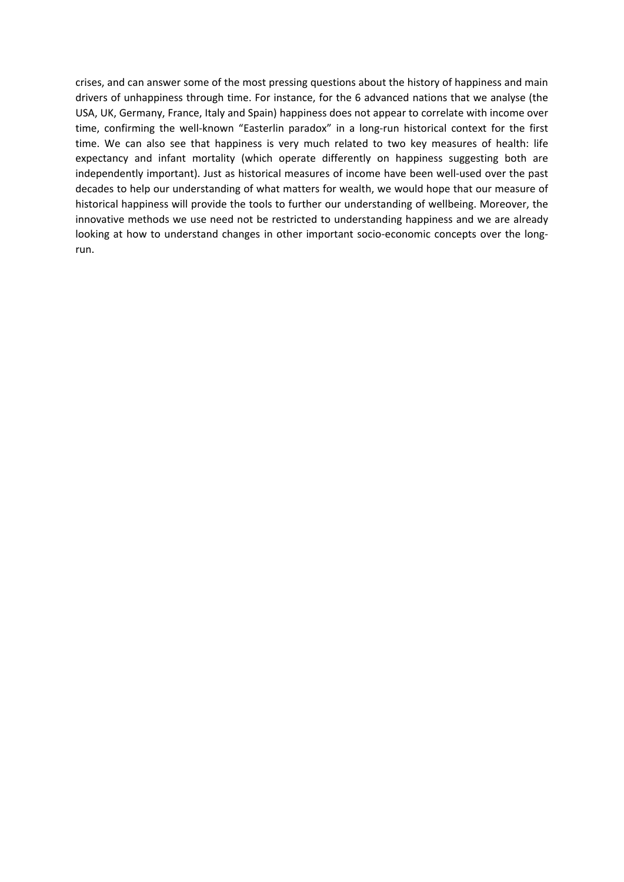crises, and can answer some of the most pressing questions about the history of happiness and main drivers of unhappiness through time. For instance, for the 6 advanced nations that we analyse (the USA, UK, Germany, France, Italy and Spain) happiness does not appear to correlate with income over time, confirming the well-known "Easterlin paradox" in a long-run historical context for the first time. We can also see that happiness is very much related to two key measures of health: life expectancy and infant mortality (which operate differently on happiness suggesting both are independently important). Just as historical measures of income have been well-used over the past decades to help our understanding of what matters for wealth, we would hope that our measure of historical happiness will provide the tools to further our understanding of wellbeing. Moreover, the innovative methods we use need not be restricted to understanding happiness and we are already looking at how to understand changes in other important socio-economic concepts over the long-run.